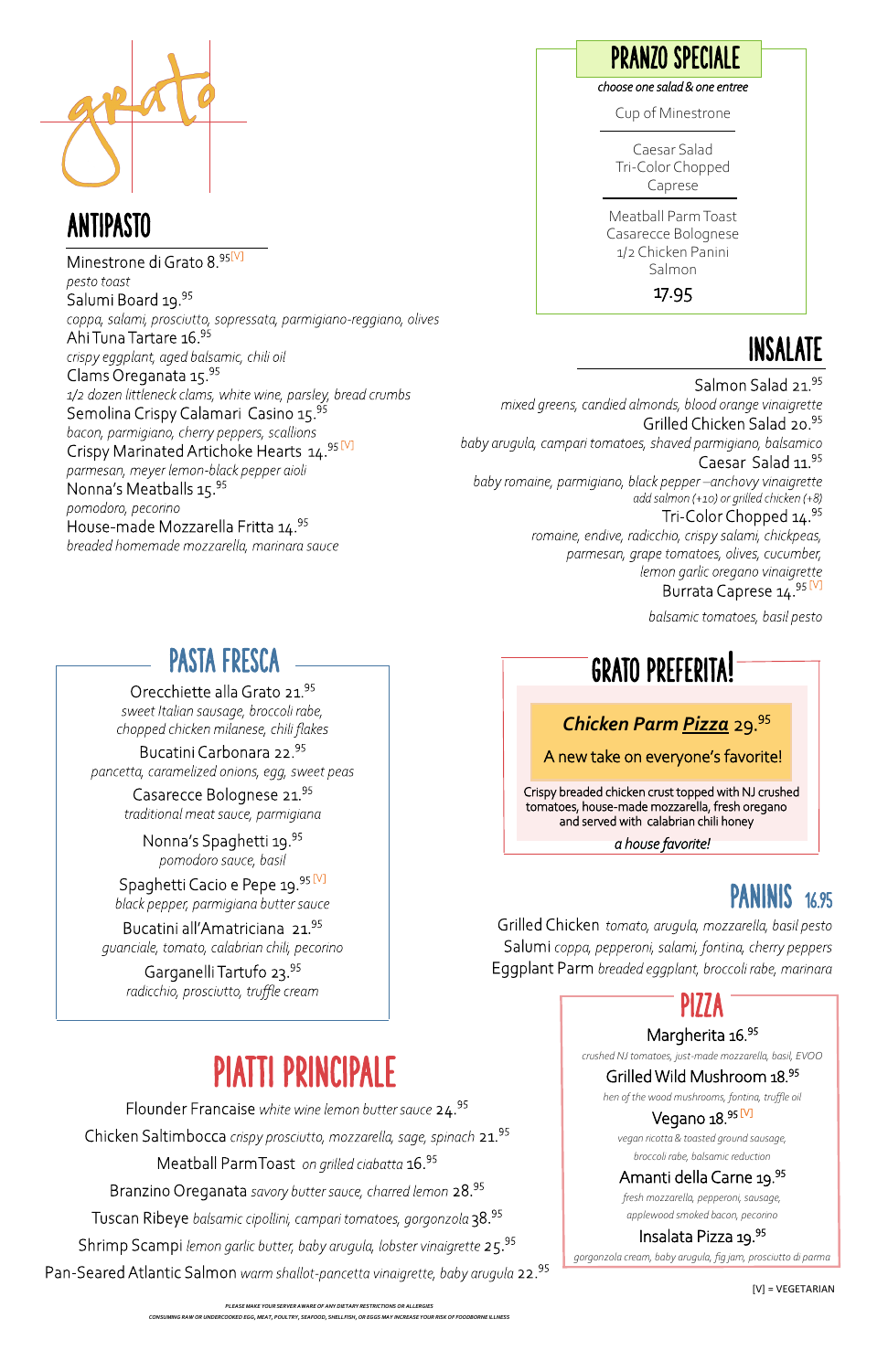# grato

## ANTIPASTO

Minestrone di Grato 8.95 [V]
*pesto toast*

Salumi Board 19.95
*coppa, salami, prosciutto, sopressata, parmigiano-reggiano, olives*

Ahi Tuna Tartare 16.95
*crispy eggplant, aged balsamic, chili oil*

Clams Oreganata 15.95
*1/2 dozen littleneck clams, white wine, parsley, bread crumbs*

Semolina Crispy Calamari Casino 15.95
*bacon, parmigiano, cherry peppers, scallions*

Crispy Marinated Artichoke Hearts 14.95 [V]
*parmesan, meyer lemon-black pepper aioli*

Nonna's Meatballs 15.95
*pomodoro, pecorino*

House-made Mozzarella Fritta 14.95
*breaded homemade mozzarella, marinara sauce*

## PRANZO SPECIALE

*choose one salad & one entree*

Cup of Minestrone

Caesar Salad
Tri-Color Chopped
Caprese

Meatball Parm Toast
Casarecce Bolognese
1/2 Chicken Panini
Salmon

17.95

## INSALATE

Salmon Salad 21.95
*mixed greens, candied almonds, blood orange vinaigrette*

Grilled Chicken Salad 20.95
*baby arugula, campari tomatoes, shaved parmigiano, balsamico*

Caesar Salad 11.95
*baby romaine, parmigiano, black pepper –anchovy vinaigrette*
*add salmon (+10) or grilled chicken (+8)*

Tri-Color Chopped 14.95
*romaine, endive, radicchio, crispy salami, chickpeas, parmesan, grape tomatoes, olives, cucumber, lemon garlic oregano vinaigrette*

Burrata Caprese 14.95 [V]
*balsamic tomatoes, basil pesto*

## PASTA FRESCA

Orecchiette alla Grato 21.95
*sweet Italian sausage, broccoli rabe, chopped chicken milanese, chili flakes*

Bucatini Carbonara 22.95
*pancetta, caramelized onions, egg, sweet peas*

Casarecce Bolognese 21.95
*traditional meat sauce, parmigiana*

Nonna's Spaghetti 19.95
*pomodoro sauce, basil*

Spaghetti Cacio e Pepe 19.95 [V]
*black pepper, parmigiana butter sauce*

Bucatini all'Amatriciana 21.95
*guanciale, tomato, calabrian chili, pecorino*

Garganelli Tartufo 23.95
*radicchio, prosciutto, truffle cream*

## GRATO PREFERITA!

***Chicken Parm Pizza*** 29.95

A new take on everyone's favorite!

Crispy breaded chicken crust topped with NJ crushed tomatoes, house-made mozzarella, fresh oregano and served with calabrian chili honey

*a house favorite!*

## PANINIS 16.95

Grilled Chicken *tomato, arugula, mozzarella, basil pesto*

Salumi *coppa, pepperoni, salami, fontina, cherry peppers*

Eggplant Parm *breaded eggplant, broccoli rabe, marinara*

## PIATTI PRINCIPALE

Flounder Francaise *white wine lemon butter sauce* 24.95

Chicken Saltimbocca *crispy prosciutto, mozzarella, sage, spinach* 21.95

Meatball ParmToast *on grilled ciabatta* 16.95

Branzino Oreganata *savory butter sauce, charred lemon* 28.95

Tuscan Ribeye *balsamic cipollini, campari tomatoes, gorgonzola* 38.95

Shrimp Scampi *lemon garlic butter, baby arugula, lobster vinaigrette* 25.95

Pan-Seared Atlantic Salmon *warm shallot-pancetta vinaigrette, baby arugula* 22.95

## PIZZA

Margherita 16.95
*crushed NJ tomatoes, just-made mozzarella, basil, EVOO*

Grilled Wild Mushroom 18.95
*hen of the wood mushrooms, fontina, truffle oil*

Vegano 18.95 [V]
*vegan ricotta & toasted ground sausage, broccoli rabe, balsamic reduction*

Amanti della Carne 19.95
*fresh mozzarella, pepperoni, sausage, applewood smoked bacon, pecorino*

Insalata Pizza 19.95
*gorgonzola cream, baby arugula, fig jam, prosciutto di parma*

[V] = VEGETARIAN

PLEASE MAKE YOUR SERVER AWARE OF ANY DIETARY RESTRICTIONS OR ALLERGIES
CONSUMING RAW OR UNDERCOOKED EGG, MEAT, POULTRY, SEAFOOD, SHELLFISH, OR EGGS MAY INCREASE YOUR RISK OF FOODBORNE ILLNESS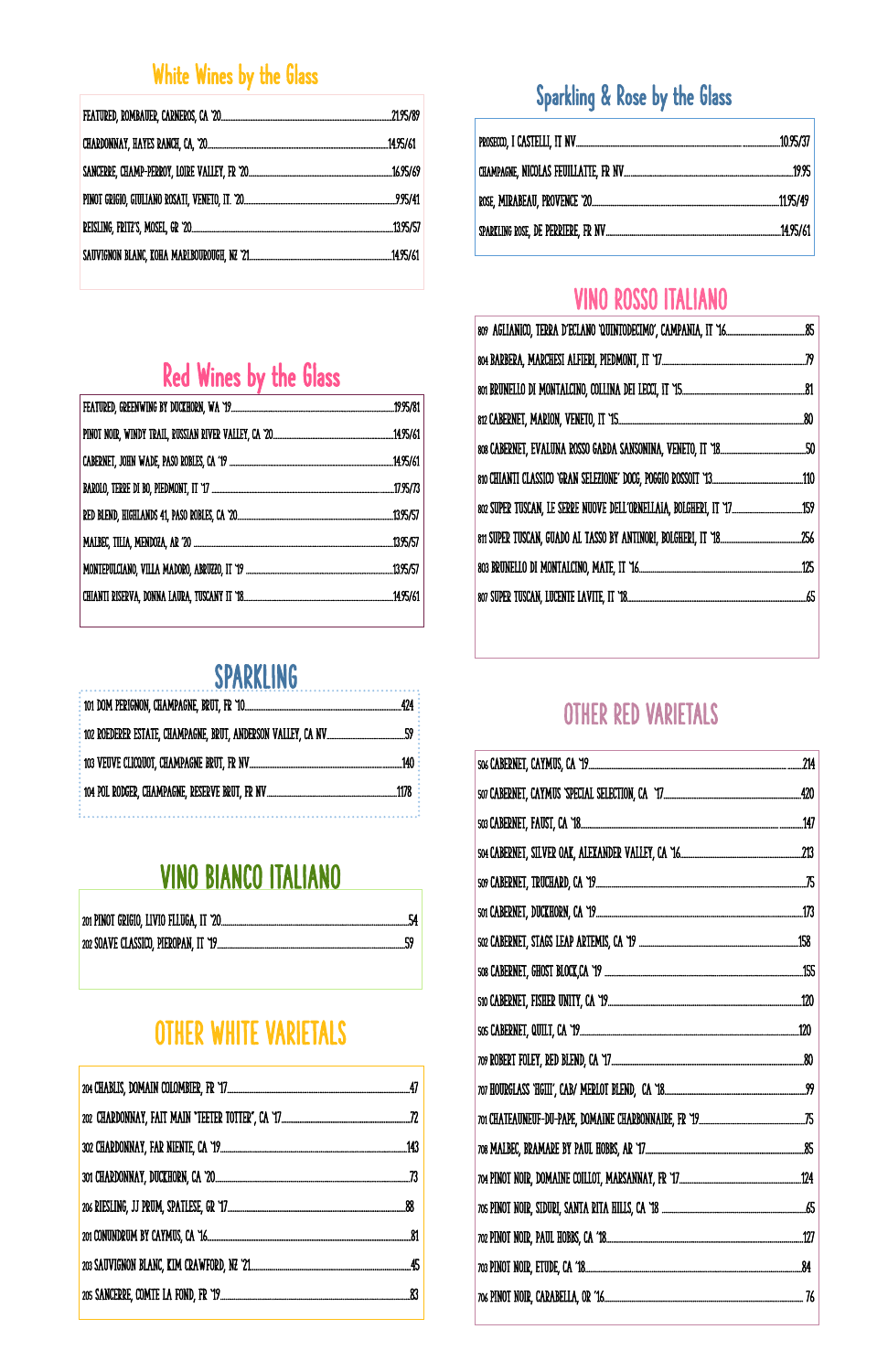## White Wines by the Glass

| | |
|---|---|
| FEATURED, ROMBAUER, CARNEROS, CA '20 | 21.95/89 |
| CHARDONNAY, HAYES RANCH, CA, '20 | 14.95/61 |
| SANCERRE, CHAMP-PERROY, LOIRE VALLEY, FR '20 | 16.95/69 |
| PINOT GRIGIO, GIULIANO ROSATI, VENETO, IT. '20 | 9.95/41 |
| REISLING, FRITZ'S, MOSEL, GR '20 | 13.95/57 |
| SAUVIGNON BLANC, KOHA MARLBOUROUGH, NZ '21 | 14.95/61 |

## Red Wines by the Glass

| | |
|---|---|
| FEATURED, GREENWING BY DUCKHORN, WA '19 | 19.95/81 |
| PINOT NOIR, WINDY TRAIL, RUSSIAN RIVER VALLEY, CA '20 | 14.95/61 |
| CABERNET, JOHN WADE, PASO ROBLES, CA '19 | 14.95/61 |
| BAROLO, TERRE DI BO, PIEDMONT, IT '17 | 17.95/73 |
| RED BLEND, HIGHLANDS 41, PASO ROBLES, CA '20 | 13.95/57 |
| MALBEC, TILIA, MENDOZA, AR '20 | 13.95/57 |
| MONTEPULCIANO, VILLA MADORO, ABRUZIO, IT '19 | 13.95/57 |
| CHIANTI RISERVA, DONNA LAURA, TUSCANY IT '18 | 14.95/61 |

## SPARKLING

| | |
|---|---|
| 101 DOM PERIGNON, CHAMPAGNE, BRUT, FR '10 | 424 |
| 102 ROEDERER ESTATE, CHAMPAGNE, BRUT, ANDERSON VALLEY, CA NV | 59 |
| 103 VEUVE CLICQUOT, CHAMPAGNE BRUT, FR NV | 140 |
| 104 POL RODGER, CHAMPAGNE, RESERVE BRUT, FR NV | 1178 |

## VINO BIANCO ITALIANO

| | |
|---|---|
| 201 PINOT GRIGIO, LIVIO FELLUGA, IT '20 | 54 |
| 202 SOAVE CLASSICO, PIEROPAN, IT '19 | 59 |

## OTHER WHITE VARIETALS

| | |
|---|---|
| 204 CHABLIS, DOMAIN COLOMBIER, FR '17 | 47 |
| 202 CHARDONNAY, FAIT MAIN "TEETER TOTTER", CA '17 | 72 |
| 302 CHARDONNAY, FAR NIENTE, CA '19 | 143 |
| 301 CHARDONNAY, DUCKHORN, CA '20 | 73 |
| 206 RIESLING, JJ PRUM, SPATLESE, GR '17 | 88 |
| 201 CONUNDRUM BY CAYMUS, CA '16 | 81 |
| 203 SAUVIGNON BLANC, KIM CRAWFORD, NZ '21 | 45 |
| 205 SANCERRE, COMTE LA FOND, FR '19 | 83 |

## Sparkling & Rose by the Glass

| | |
|---|---|
| PROSECCO, I CASTELLI, IT NV | 10.95/37 |
| CHAMPAGNE, NICOLAS FEUILLATTE, FR NV | 19.95 |
| ROSE, MIRABEAU, PROVENCE '20 | 11.95/49 |
| SPARKLING ROSE, DE PERRIERE, FR NV | 14.95/61 |

## VINO ROSSO ITALIANO

| | |
|---|---|
| 809 AGLIANICO, TERRA D'ECLANO 'QUINTODECIMO', CAMPANIA, IT '16 | 85 |
| 804 BARBERA, MARCHESI ALFIERI, PIEDMONT, IT '17 | 79 |
| 801 BRUNELLO DI MONTALCINO, COLLINA DEI LECCI, IT '15 | 81 |
| 812 CABERNET, MARION, VENETO, IT '15 | 80 |
| 808 CABERNET, EVALUNA ROSSO GARDA SANSONINA, VENETO, IT '18 | 50 |
| 810 CHIANTI CLASSICO 'GRAN SELEZIONE' DOCG, POGGIO ROSSOIT '13 | 110 |
| 802 SUPER TUSCAN, LE SERRE NUOVE DELL'ORNELLAIA, BOLGHERI, IT '17 | 159 |
| 811 SUPER TUSCAN, GUADO AL TASSO BY ANTINORI, BOLGHERI, IT '18 | 256 |
| 803 BRUNELLO DI MONTALCINO, MATE, IT '16 | 125 |
| 807 SUPER TUSCAN, LUCENTE LAVITE, IT '18 | 65 |

## OTHER RED VARIETALS

| | |
|---|---|
| 506 CABERNET, CAYMUS, CA '19 | 214 |
| 507 CABERNET, CAYMUS 'SPECIAL SELECTION, CA '17 | 420 |
| 503 CABERNET, FAUST, CA '18 | 147 |
| 504 CABERNET, SILVER OAK, ALEXANDER VALLEY, CA '16 | 213 |
| 509 CABERNET, TRUCHARD, CA '19 | 75 |
| 501 CABERNET, DUCKHORN, CA '19 | 173 |
| 502 CABERNET, STAGS LEAP ARTEMIS, CA '19 | 158 |
| 508 CABERNET, GHOST BLOCK,CA '19 | 155 |
| 510 CABERNET, FISHER UNITY, CA '19 | 120 |
| 505 CABERNET, QUILT, CA '19 | 120 |
| 709 ROBERT FOLEY, RED BLEND, CA '17 | 80 |
| 707 HOURGLASS 'HGIII', CAB/ MERLOT BLEND, CA '18 | 99 |
| 701 CHATEAUNEUF-DU-PAPE, DOMAINE CHARBONNAIRE, FR '19 | 75 |
| 708 MALBEC, BRAMARE BY PAUL HOBBS, AR '17 | 85 |
| 704 PINOT NOIR, DOMAINE COILLOT, MARSANNAY, FR '17 | 124 |
| 705 PINOT NOIR, SIDURI, SANTA RITA HILLS, CA '18 | 65 |
| 702 PINOT NOIR, PAUL HOBBS, CA '18 | 127 |
| 703 PINOT NOIR, ETUDE, CA '18 | 84 |
| 706 PINOT NOIR, CARABELLA, OR '16 | 76 |